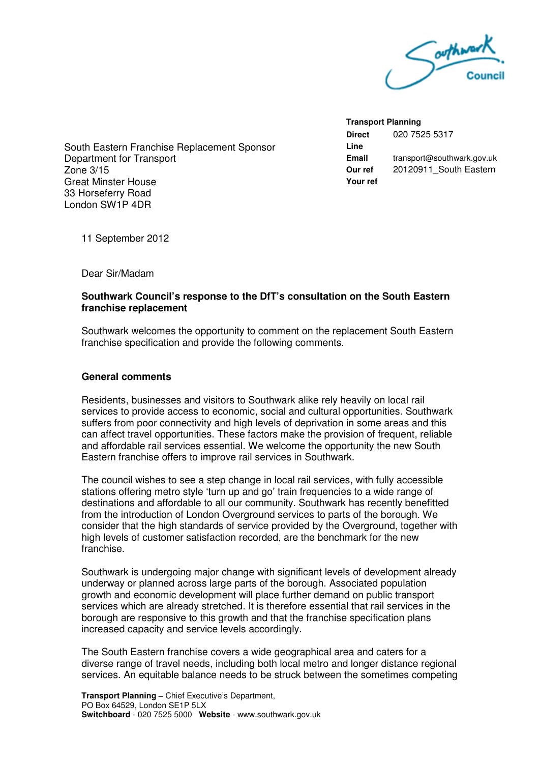Southwark Council

**Transport Planning**
**Direct Line** 020 7525 5317
**Email** transport@southwark.gov.uk
**Our ref** 20120911_South Eastern
**Your ref**

South Eastern Franchise Replacement Sponsor
Department for Transport
Zone 3/15
Great Minster House
33 Horseferry Road
London SW1P 4DR

11 September 2012

Dear Sir/Madam

**Southwark Council's response to the DfT's consultation on the South Eastern franchise replacement**

Southwark welcomes the opportunity to comment on the replacement South Eastern franchise specification and provide the following comments.

**General comments**

Residents, businesses and visitors to Southwark alike rely heavily on local rail services to provide access to economic, social and cultural opportunities. Southwark suffers from poor connectivity and high levels of deprivation in some areas and this can affect travel opportunities. These factors make the provision of frequent, reliable and affordable rail services essential. We welcome the opportunity the new South Eastern franchise offers to improve rail services in Southwark.

The council wishes to see a step change in local rail services, with fully accessible stations offering metro style 'turn up and go' train frequencies to a wide range of destinations and affordable to all our community. Southwark has recently benefitted from the introduction of London Overground services to parts of the borough. We consider that the high standards of service provided by the Overground, together with high levels of customer satisfaction recorded, are the benchmark for the new franchise.

Southwark is undergoing major change with significant levels of development already underway or planned across large parts of the borough. Associated population growth and economic development will place further demand on public transport services which are already stretched. It is therefore essential that rail services in the borough are responsive to this growth and that the franchise specification plans increased capacity and service levels accordingly.

The South Eastern franchise covers a wide geographical area and caters for a diverse range of travel needs, including both local metro and longer distance regional services. An equitable balance needs to be struck between the sometimes competing

**Transport Planning –** Chief Executive's Department,
PO Box 64529, London SE1P 5LX
**Switchboard** - 020 7525 5000 **Website** - www.southwark.gov.uk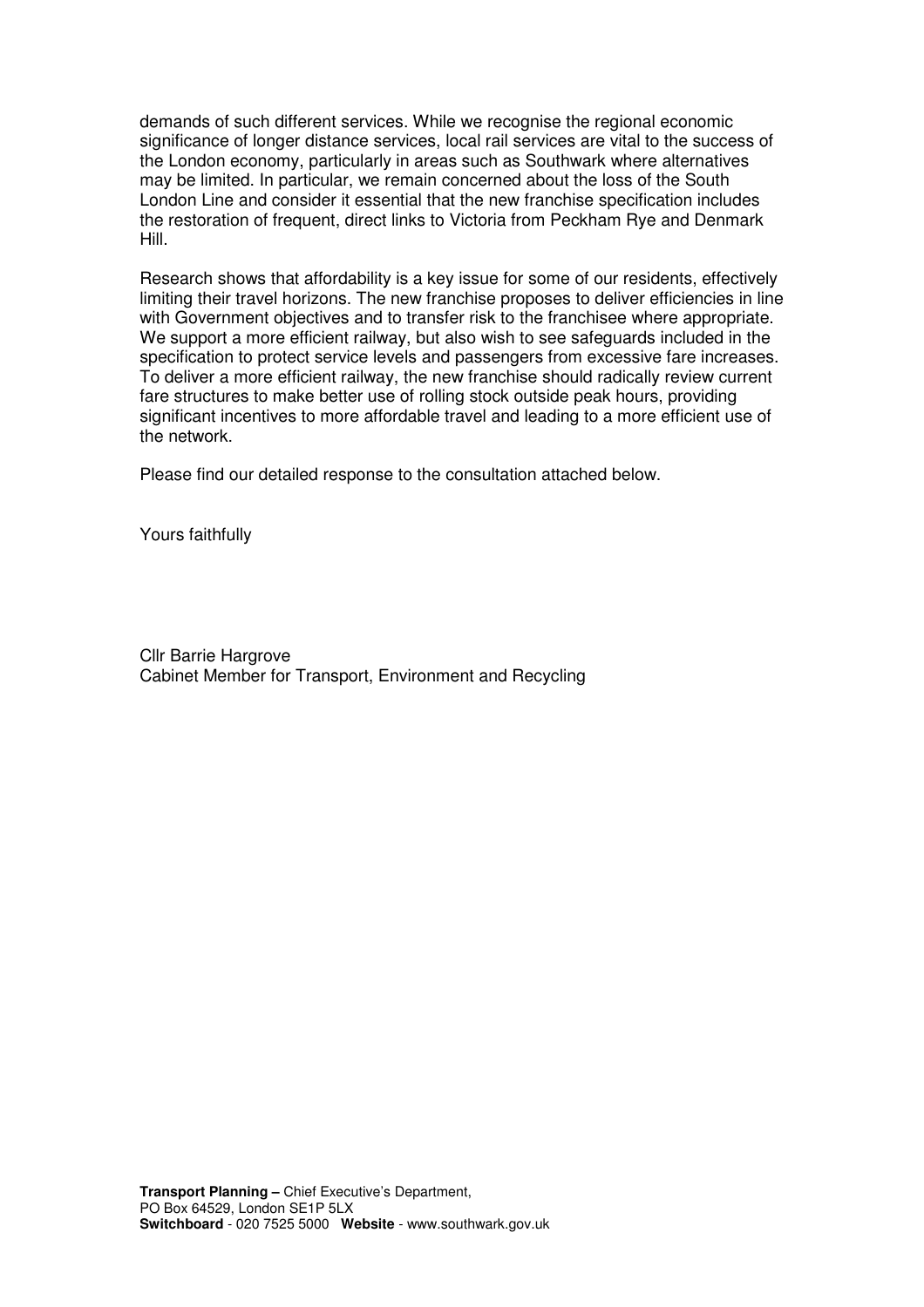demands of such different services. While we recognise the regional economic significance of longer distance services, local rail services are vital to the success of the London economy, particularly in areas such as Southwark where alternatives may be limited. In particular, we remain concerned about the loss of the South London Line and consider it essential that the new franchise specification includes the restoration of frequent, direct links to Victoria from Peckham Rye and Denmark Hill.

Research shows that affordability is a key issue for some of our residents, effectively limiting their travel horizons. The new franchise proposes to deliver efficiencies in line with Government objectives and to transfer risk to the franchisee where appropriate. We support a more efficient railway, but also wish to see safeguards included in the specification to protect service levels and passengers from excessive fare increases. To deliver a more efficient railway, the new franchise should radically review current fare structures to make better use of rolling stock outside peak hours, providing significant incentives to more affordable travel and leading to a more efficient use of the network.

Please find our detailed response to the consultation attached below.

Yours faithfully

Cllr Barrie Hargrove
Cabinet Member for Transport, Environment and Recycling

**Transport Planning –** Chief Executive's Department,
PO Box 64529, London SE1P 5LX
**Switchboard** - 020 7525 5000 **Website** - www.southwark.gov.uk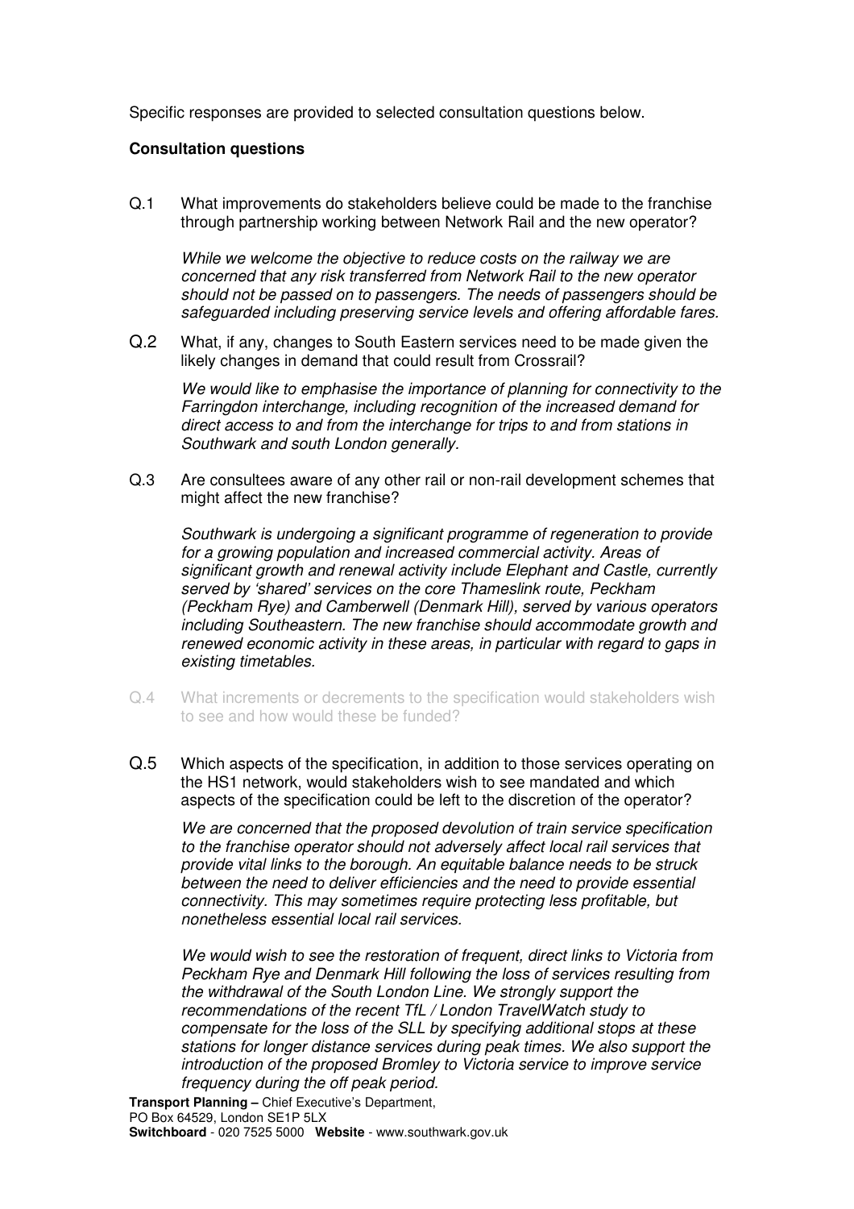Specific responses are provided to selected consultation questions below.

**Consultation questions**

Q.1 What improvements do stakeholders believe could be made to the franchise through partnership working between Network Rail and the new operator?

*While we welcome the objective to reduce costs on the railway we are concerned that any risk transferred from Network Rail to the new operator should not be passed on to passengers. The needs of passengers should be safeguarded including preserving service levels and offering affordable fares.*

Q.2 What, if any, changes to South Eastern services need to be made given the likely changes in demand that could result from Crossrail?

*We would like to emphasise the importance of planning for connectivity to the Farringdon interchange, including recognition of the increased demand for direct access to and from the interchange for trips to and from stations in Southwark and south London generally.*

Q.3 Are consultees aware of any other rail or non-rail development schemes that might affect the new franchise?

*Southwark is undergoing a significant programme of regeneration to provide for a growing population and increased commercial activity. Areas of significant growth and renewal activity include Elephant and Castle, currently served by 'shared' services on the core Thameslink route, Peckham (Peckham Rye) and Camberwell (Denmark Hill), served by various operators including Southeastern. The new franchise should accommodate growth and renewed economic activity in these areas, in particular with regard to gaps in existing timetables.*

Q.4 What increments or decrements to the specification would stakeholders wish to see and how would these be funded?

Q.5 Which aspects of the specification, in addition to those services operating on the HS1 network, would stakeholders wish to see mandated and which aspects of the specification could be left to the discretion of the operator?

*We are concerned that the proposed devolution of train service specification to the franchise operator should not adversely affect local rail services that provide vital links to the borough. An equitable balance needs to be struck between the need to deliver efficiencies and the need to provide essential connectivity. This may sometimes require protecting less profitable, but nonetheless essential local rail services.*

*We would wish to see the restoration of frequent, direct links to Victoria from Peckham Rye and Denmark Hill following the loss of services resulting from the withdrawal of the South London Line. We strongly support the recommendations of the recent TfL / London TravelWatch study to compensate for the loss of the SLL by specifying additional stops at these stations for longer distance services during peak times. We also support the introduction of the proposed Bromley to Victoria service to improve service frequency during the off peak period.*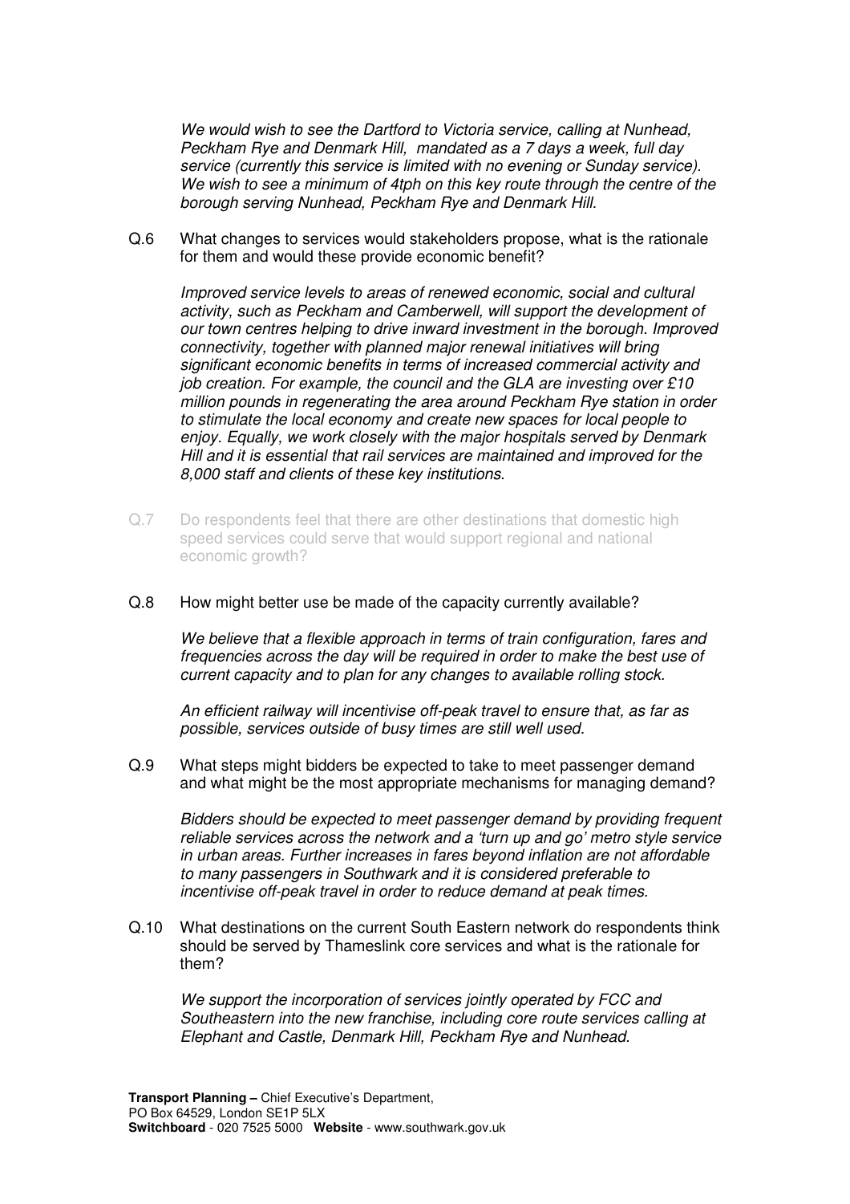*We would wish to see the Dartford to Victoria service, calling at Nunhead, Peckham Rye and Denmark Hill, mandated as a 7 days a week, full day service (currently this service is limited with no evening or Sunday service). We wish to see a minimum of 4tph on this key route through the centre of the borough serving Nunhead, Peckham Rye and Denmark Hill.*

Q.6 What changes to services would stakeholders propose, what is the rationale for them and would these provide economic benefit?

*Improved service levels to areas of renewed economic, social and cultural activity, such as Peckham and Camberwell, will support the development of our town centres helping to drive inward investment in the borough. Improved connectivity, together with planned major renewal initiatives will bring significant economic benefits in terms of increased commercial activity and job creation. For example, the council and the GLA are investing over £10 million pounds in regenerating the area around Peckham Rye station in order to stimulate the local economy and create new spaces for local people to enjoy. Equally, we work closely with the major hospitals served by Denmark Hill and it is essential that rail services are maintained and improved for the 8,000 staff and clients of these key institutions.*

Q.7 Do respondents feel that there are other destinations that domestic high speed services could serve that would support regional and national economic growth?

Q.8 How might better use be made of the capacity currently available?

*We believe that a flexible approach in terms of train configuration, fares and frequencies across the day will be required in order to make the best use of current capacity and to plan for any changes to available rolling stock.*

*An efficient railway will incentivise off-peak travel to ensure that, as far as possible, services outside of busy times are still well used.*

Q.9 What steps might bidders be expected to take to meet passenger demand and what might be the most appropriate mechanisms for managing demand?

*Bidders should be expected to meet passenger demand by providing frequent reliable services across the network and a 'turn up and go' metro style service in urban areas. Further increases in fares beyond inflation are not affordable to many passengers in Southwark and it is considered preferable to incentivise off-peak travel in order to reduce demand at peak times.*

Q.10 What destinations on the current South Eastern network do respondents think should be served by Thameslink core services and what is the rationale for them?

*We support the incorporation of services jointly operated by FCC and Southeastern into the new franchise, including core route services calling at Elephant and Castle, Denmark Hill, Peckham Rye and Nunhead.*

**Transport Planning –** Chief Executive's Department,
PO Box 64529, London SE1P 5LX
**Switchboard** - 020 7525 5000 **Website** - www.southwark.gov.uk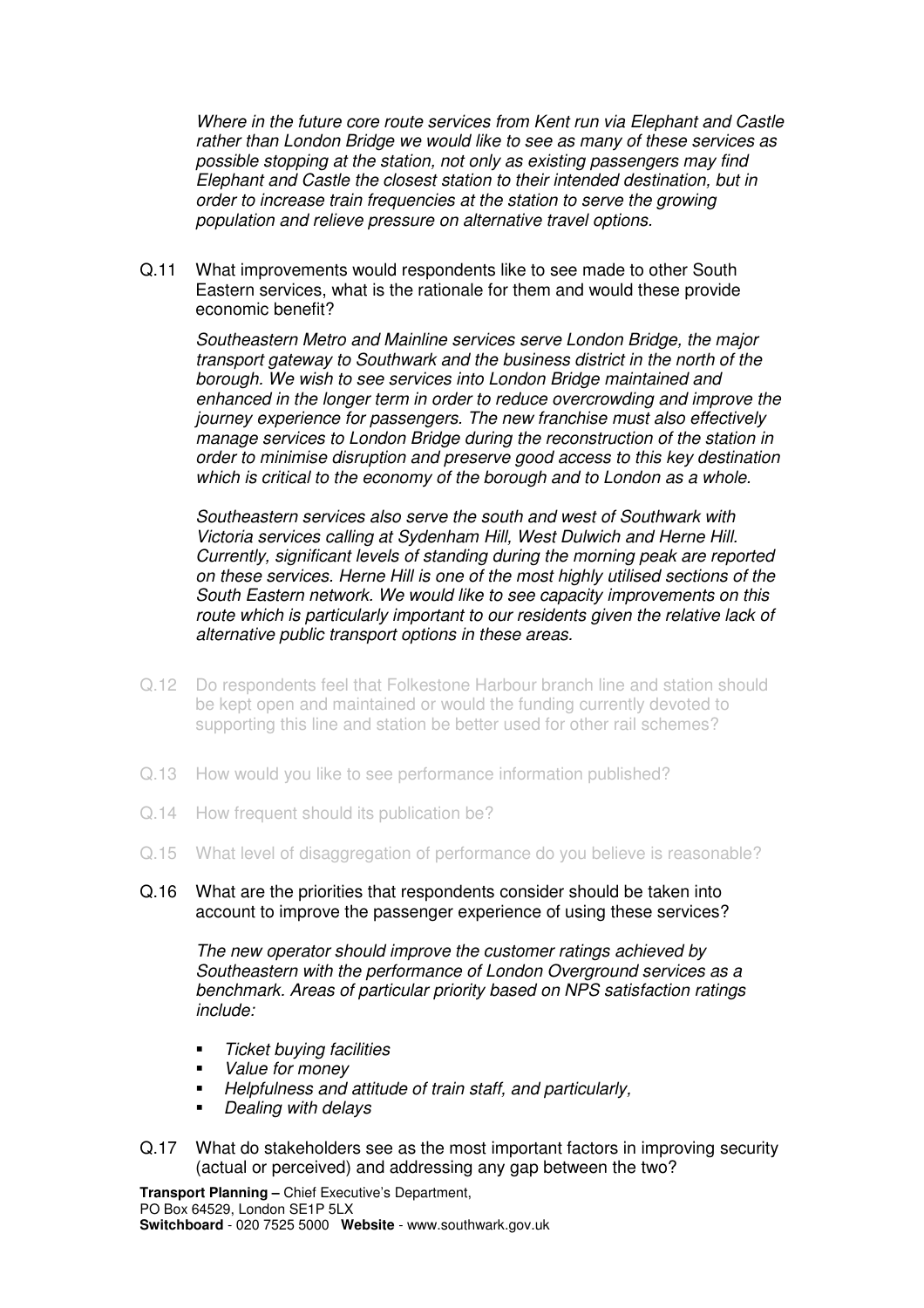*Where in the future core route services from Kent run via Elephant and Castle rather than London Bridge we would like to see as many of these services as possible stopping at the station, not only as existing passengers may find Elephant and Castle the closest station to their intended destination, but in order to increase train frequencies at the station to serve the growing population and relieve pressure on alternative travel options.*

Q.11 What improvements would respondents like to see made to other South Eastern services, what is the rationale for them and would these provide economic benefit?

*Southeastern Metro and Mainline services serve London Bridge, the major transport gateway to Southwark and the business district in the north of the borough. We wish to see services into London Bridge maintained and enhanced in the longer term in order to reduce overcrowding and improve the journey experience for passengers. The new franchise must also effectively manage services to London Bridge during the reconstruction of the station in order to minimise disruption and preserve good access to this key destination which is critical to the economy of the borough and to London as a whole.*

*Southeastern services also serve the south and west of Southwark with Victoria services calling at Sydenham Hill, West Dulwich and Herne Hill. Currently, significant levels of standing during the morning peak are reported on these services. Herne Hill is one of the most highly utilised sections of the South Eastern network. We would like to see capacity improvements on this route which is particularly important to our residents given the relative lack of alternative public transport options in these areas.*

Q.12 Do respondents feel that Folkestone Harbour branch line and station should be kept open and maintained or would the funding currently devoted to supporting this line and station be better used for other rail schemes?

Q.13 How would you like to see performance information published?

Q.14 How frequent should its publication be?

Q.15 What level of disaggregation of performance do you believe is reasonable?

Q.16 What are the priorities that respondents consider should be taken into account to improve the passenger experience of using these services?

*The new operator should improve the customer ratings achieved by Southeastern with the performance of London Overground services as a benchmark. Areas of particular priority based on NPS satisfaction ratings include:*

- *Ticket buying facilities*
- *Value for money*
- *Helpfulness and attitude of train staff, and particularly,*
- *Dealing with delays*

Q.17 What do stakeholders see as the most important factors in improving security (actual or perceived) and addressing any gap between the two?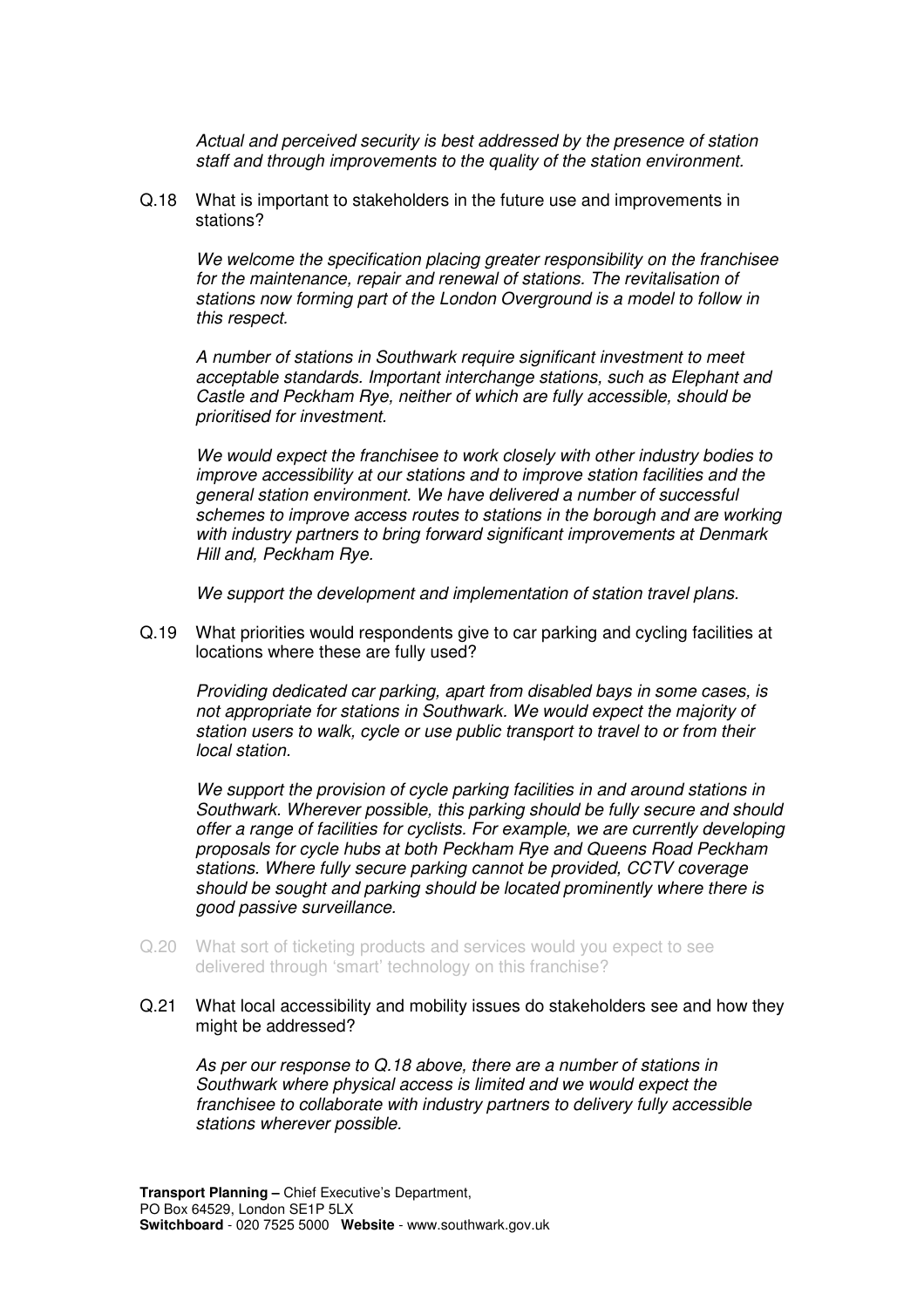*Actual and perceived security is best addressed by the presence of station staff and through improvements to the quality of the station environment.*

Q.18 What is important to stakeholders in the future use and improvements in stations?

*We welcome the specification placing greater responsibility on the franchisee for the maintenance, repair and renewal of stations. The revitalisation of stations now forming part of the London Overground is a model to follow in this respect.*

*A number of stations in Southwark require significant investment to meet acceptable standards. Important interchange stations, such as Elephant and Castle and Peckham Rye, neither of which are fully accessible, should be prioritised for investment.*

*We would expect the franchisee to work closely with other industry bodies to improve accessibility at our stations and to improve station facilities and the general station environment. We have delivered a number of successful schemes to improve access routes to stations in the borough and are working with industry partners to bring forward significant improvements at Denmark Hill and, Peckham Rye.*

*We support the development and implementation of station travel plans.*

Q.19 What priorities would respondents give to car parking and cycling facilities at locations where these are fully used?

*Providing dedicated car parking, apart from disabled bays in some cases, is not appropriate for stations in Southwark. We would expect the majority of station users to walk, cycle or use public transport to travel to or from their local station.*

*We support the provision of cycle parking facilities in and around stations in Southwark. Wherever possible, this parking should be fully secure and should offer a range of facilities for cyclists. For example, we are currently developing proposals for cycle hubs at both Peckham Rye and Queens Road Peckham stations. Where fully secure parking cannot be provided, CCTV coverage should be sought and parking should be located prominently where there is good passive surveillance.*

Q.20 What sort of ticketing products and services would you expect to see delivered through 'smart' technology on this franchise?

Q.21 What local accessibility and mobility issues do stakeholders see and how they might be addressed?

*As per our response to Q.18 above, there are a number of stations in Southwark where physical access is limited and we would expect the franchisee to collaborate with industry partners to delivery fully accessible stations wherever possible.*

**Transport Planning –** Chief Executive's Department,
PO Box 64529, London SE1P 5LX
**Switchboard** - 020 7525 5000 **Website** - www.southwark.gov.uk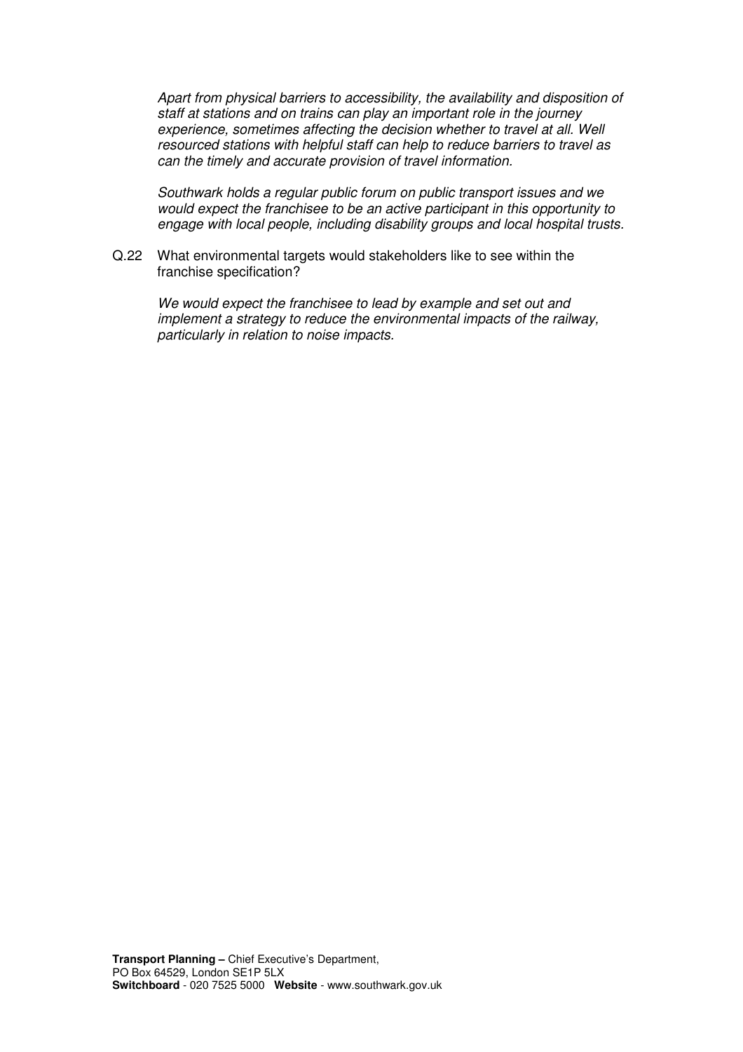*Apart from physical barriers to accessibility, the availability and disposition of staff at stations and on trains can play an important role in the journey experience, sometimes affecting the decision whether to travel at all. Well resourced stations with helpful staff can help to reduce barriers to travel as can the timely and accurate provision of travel information.*

*Southwark holds a regular public forum on public transport issues and we would expect the franchisee to be an active participant in this opportunity to engage with local people, including disability groups and local hospital trusts.*

Q.22 What environmental targets would stakeholders like to see within the franchise specification?

*We would expect the franchisee to lead by example and set out and implement a strategy to reduce the environmental impacts of the railway, particularly in relation to noise impacts.*

**Transport Planning –** Chief Executive's Department,
PO Box 64529, London SE1P 5LX
**Switchboard** - 020 7525 5000 **Website** - www.southwark.gov.uk